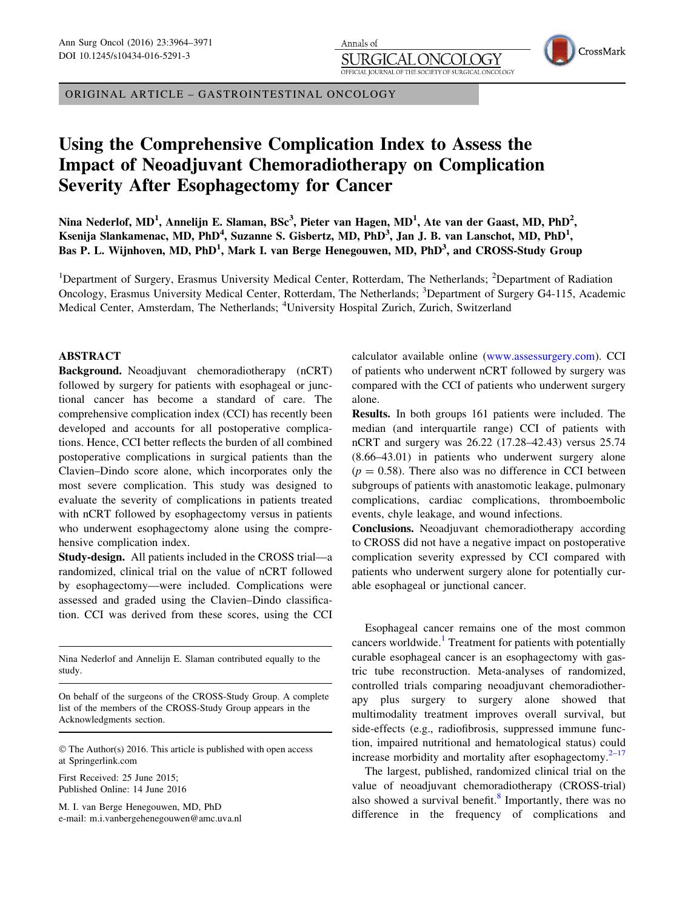ORIGINAL ARTICLE – GASTROINTESTINAL ONCOLOGY

# Using the Comprehensive Complication Index to Assess the Impact of Neoadjuvant Chemoradiotherapy on Complication Severity After Esophagectomy for Cancer

**Nina Nederlof, MD[1], Annelijn E. Slaman, BSc[3], Pieter van Hagen, MD[1], Ate van der Gaast, MD, PhD[2], Ksenija Slankamenac, MD, PhD[4], Suzanne S. Gisbertz, MD, PhD[3], Jan J. B. van Lanschot, MD, PhD[1], Bas P. L. Wijnhoven, MD, PhD[1], Mark I. van Berge Henegouwen, MD, PhD[3], and CROSS-Study Group**

[1]Department of Surgery, Erasmus University Medical Center, Rotterdam, The Netherlands; [2]Department of Radiation Oncology, Erasmus University Medical Center, Rotterdam, The Netherlands; [3]Department of Surgery G4-115, Academic Medical Center, Amsterdam, The Netherlands; [4]University Hospital Zurich, Zurich, Switzerland

## ABSTRACT

**Background.** Neoadjuvant chemoradiotherapy (nCRT) followed by surgery for patients with esophageal or junctional cancer has become a standard of care. The comprehensive complication index (CCI) has recently been developed and accounts for all postoperative complications. Hence, CCI better reflects the burden of all combined postoperative complications in surgical patients than the Clavien–Dindo score alone, which incorporates only the most severe complication. This study was designed to evaluate the severity of complications in patients treated with nCRT followed by esophagectomy versus in patients who underwent esophagectomy alone using the comprehensive complication index.

**Study-design.** All patients included in the CROSS trial—a randomized, clinical trial on the value of nCRT followed by esophagectomy—were included. Complications were assessed and graded using the Clavien–Dindo classification. CCI was derived from these scores, using the CCI calculator available online (www.assessurgery.com). CCI of patients who underwent nCRT followed by surgery was compared with the CCI of patients who underwent surgery alone.

**Results.** In both groups 161 patients were included. The median (and interquartile range) CCI of patients with nCRT and surgery was 26.22 (17.28–42.43) versus 25.74 (8.66–43.01) in patients who underwent surgery alone ($p = 0.58$). There also was no difference in CCI between subgroups of patients with anastomotic leakage, pulmonary complications, cardiac complications, thromboembolic events, chyle leakage, and wound infections.

**Conclusions.** Neoadjuvant chemoradiotherapy according to CROSS did not have a negative impact on postoperative complication severity expressed by CCI compared with patients who underwent surgery alone for potentially curable esophageal or junctional cancer.

Nina Nederlof and Annelijn E. Slaman contributed equally to the study.

On behalf of the surgeons of the CROSS-Study Group. A complete list of the members of the CROSS-Study Group appears in the Acknowledgments section.

© The Author(s) 2016. This article is published with open access at Springerlink.com

First Received: 25 June 2015;
Published Online: 14 June 2016

M. I. van Berge Henegouwen, MD, PhD
e-mail: m.i.vanbergehenegouwen@amc.uva.nl

Esophageal cancer remains one of the most common cancers worldwide.[1] Treatment for patients with potentially curable esophageal cancer is an esophagectomy with gastric tube reconstruction. Meta-analyses of randomized, controlled trials comparing neoadjuvant chemoradiotherapy plus surgery to surgery alone showed that multimodality treatment improves overall survival, but side-effects (e.g., radiofibrosis, suppressed immune function, impaired nutritional and hematological status) could increase morbidity and mortality after esophagectomy.[2–17]

The largest, published, randomized clinical trial on the value of neoadjuvant chemoradiotherapy (CROSS-trial) also showed a survival benefit.[8] Importantly, there was no difference in the frequency of complications and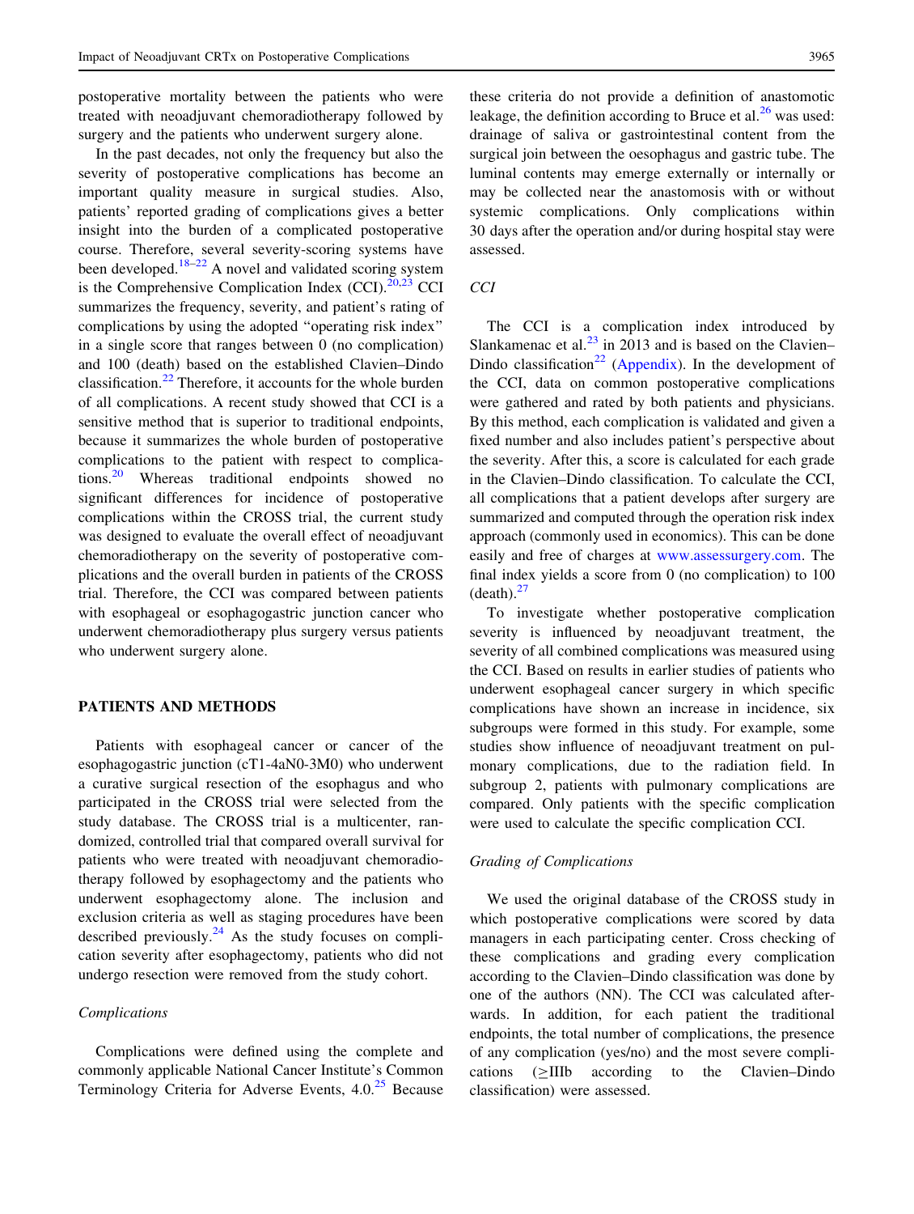postoperative mortality between the patients who were treated with neoadjuvant chemoradiotherapy followed by surgery and the patients who underwent surgery alone.

In the past decades, not only the frequency but also the severity of postoperative complications has become an important quality measure in surgical studies. Also, patients' reported grading of complications gives a better insight into the burden of a complicated postoperative course. Therefore, several severity-scoring systems have been developed.[18–22] A novel and validated scoring system is the Comprehensive Complication Index (CCI).[20,23] CCI summarizes the frequency, severity, and patient's rating of complications by using the adopted "operating risk index" in a single score that ranges between 0 (no complication) and 100 (death) based on the established Clavien–Dindo classification.[22] Therefore, it accounts for the whole burden of all complications. A recent study showed that CCI is a sensitive method that is superior to traditional endpoints, because it summarizes the whole burden of postoperative complications to the patient with respect to complications.[20] Whereas traditional endpoints showed no significant differences for incidence of postoperative complications within the CROSS trial, the current study was designed to evaluate the overall effect of neoadjuvant chemoradiotherapy on the severity of postoperative complications and the overall burden in patients of the CROSS trial. Therefore, the CCI was compared between patients with esophageal or esophagogastric junction cancer who underwent chemoradiotherapy plus surgery versus patients who underwent surgery alone.

## PATIENTS AND METHODS

Patients with esophageal cancer or cancer of the esophagogastric junction (cT1-4aN0-3M0) who underwent a curative surgical resection of the esophagus and who participated in the CROSS trial were selected from the study database. The CROSS trial is a multicenter, randomized, controlled trial that compared overall survival for patients who were treated with neoadjuvant chemoradiotherapy followed by esophagectomy and the patients who underwent esophagectomy alone. The inclusion and exclusion criteria as well as staging procedures have been described previously.[24] As the study focuses on complication severity after esophagectomy, patients who did not undergo resection were removed from the study cohort.

### *Complications*

Complications were defined using the complete and commonly applicable National Cancer Institute's Common Terminology Criteria for Adverse Events, 4.0.[25] Because these criteria do not provide a definition of anastomotic leakage, the definition according to Bruce et al.[26] was used: drainage of saliva or gastrointestinal content from the surgical join between the oesophagus and gastric tube. The luminal contents may emerge externally or internally or may be collected near the anastomosis with or without systemic complications. Only complications within 30 days after the operation and/or during hospital stay were assessed.

### *CCI*

The CCI is a complication index introduced by Slankamenac et al.[23] in 2013 and is based on the Clavien–Dindo classification[22] (Appendix). In the development of the CCI, data on common postoperative complications were gathered and rated by both patients and physicians. By this method, each complication is validated and given a fixed number and also includes patient's perspective about the severity. After this, a score is calculated for each grade in the Clavien–Dindo classification. To calculate the CCI, all complications that a patient develops after surgery are summarized and computed through the operation risk index approach (commonly used in economics). This can be done easily and free of charges at www.assessurgery.com. The final index yields a score from 0 (no complication) to 100 (death).[27]

To investigate whether postoperative complication severity is influenced by neoadjuvant treatment, the severity of all combined complications was measured using the CCI. Based on results in earlier studies of patients who underwent esophageal cancer surgery in which specific complications have shown an increase in incidence, six subgroups were formed in this study. For example, some studies show influence of neoadjuvant treatment on pulmonary complications, due to the radiation field. In subgroup 2, patients with pulmonary complications are compared. Only patients with the specific complication were used to calculate the specific complication CCI.

### *Grading of Complications*

We used the original database of the CROSS study in which postoperative complications were scored by data managers in each participating center. Cross checking of these complications and grading every complication according to the Clavien–Dindo classification was done by one of the authors (NN). The CCI was calculated afterwards. In addition, for each patient the traditional endpoints, the total number of complications, the presence of any complication (yes/no) and the most severe complications ($\geq$IIIb according to the Clavien–Dindo classification) were assessed.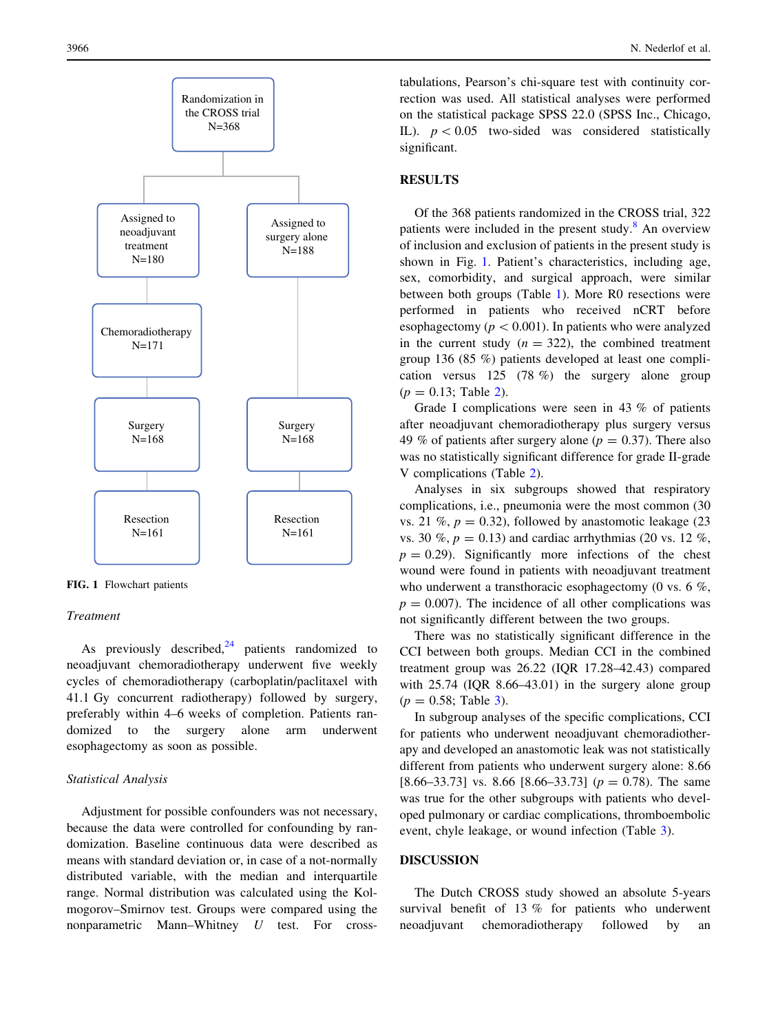Randomization in the CROSS trial N=368

| Assigned to neoadjuvant treatment N=180 | Assigned to surgery alone N=188 |
| --- | --- |
| Chemoradiotherapy N=171 | |
| Surgery N=168 | Surgery N=168 |
| Resection N=161 | Resection N=161 |

**FIG. 1** Flowchart patients

*Treatment*

As previously described,[24] patients randomized to neoadjuvant chemoradiotherapy underwent five weekly cycles of chemoradiotherapy (carboplatin/paclitaxel with 41.1 Gy concurrent radiotherapy) followed by surgery, preferably within 4–6 weeks of completion. Patients randomized to the surgery alone arm underwent esophagectomy as soon as possible.

*Statistical Analysis*

Adjustment for possible confounders was not necessary, because the data were controlled for confounding by randomization. Baseline continuous data were described as means with standard deviation or, in case of a not-normally distributed variable, with the median and interquartile range. Normal distribution was calculated using the Kolmogorov–Smirnov test. Groups were compared using the nonparametric Mann–Whitney *U* test. For cross-tabulations, Pearson's chi-square test with continuity correction was used. All statistical analyses were performed on the statistical package SPSS 22.0 (SPSS Inc., Chicago, IL). $p < 0.05$ two-sided was considered statistically significant.

## RESULTS

Of the 368 patients randomized in the CROSS trial, 322 patients were included in the present study.[8] An overview of inclusion and exclusion of patients in the present study is shown in Fig. 1. Patient's characteristics, including age, sex, comorbidity, and surgical approach, were similar between both groups (Table 1). More R0 resections were performed in patients who received nCRT before esophagectomy ($p < 0.001$). In patients who were analyzed in the current study ($n = 322$), the combined treatment group 136 (85 %) patients developed at least one complication versus 125 (78 %) the surgery alone group ($p = 0.13$; Table 2).

Grade I complications were seen in 43 % of patients after neoadjuvant chemoradiotherapy plus surgery versus 49 % of patients after surgery alone ($p = 0.37$). There also was no statistically significant difference for grade II-grade V complications (Table 2).

Analyses in six subgroups showed that respiratory complications, i.e., pneumonia were the most common (30 vs. 21 %, $p = 0.32$), followed by anastomotic leakage (23 vs. 30 %, $p = 0.13$) and cardiac arrhythmias (20 vs. 12 %, $p = 0.29$). Significantly more infections of the chest wound were found in patients with neoadjuvant treatment who underwent a transthoracic esophagectomy (0 vs. 6 %, $p = 0.007$). The incidence of all other complications was not significantly different between the two groups.

There was no statistically significant difference in the CCI between both groups. Median CCI in the combined treatment group was 26.22 (IQR 17.28–42.43) compared with 25.74 (IQR 8.66–43.01) in the surgery alone group ($p = 0.58$; Table 3).

In subgroup analyses of the specific complications, CCI for patients who underwent neoadjuvant chemoradiotherapy and developed an anastomotic leak was not statistically different from patients who underwent surgery alone: 8.66 [8.66–33.73] vs. 8.66 [8.66–33.73] ($p = 0.78$). The same was true for the other subgroups with patients who developed pulmonary or cardiac complications, thromboembolic event, chyle leakage, or wound infection (Table 3).

## DISCUSSION

The Dutch CROSS study showed an absolute 5-years survival benefit of 13 % for patients who underwent neoadjuvant chemoradiotherapy followed by an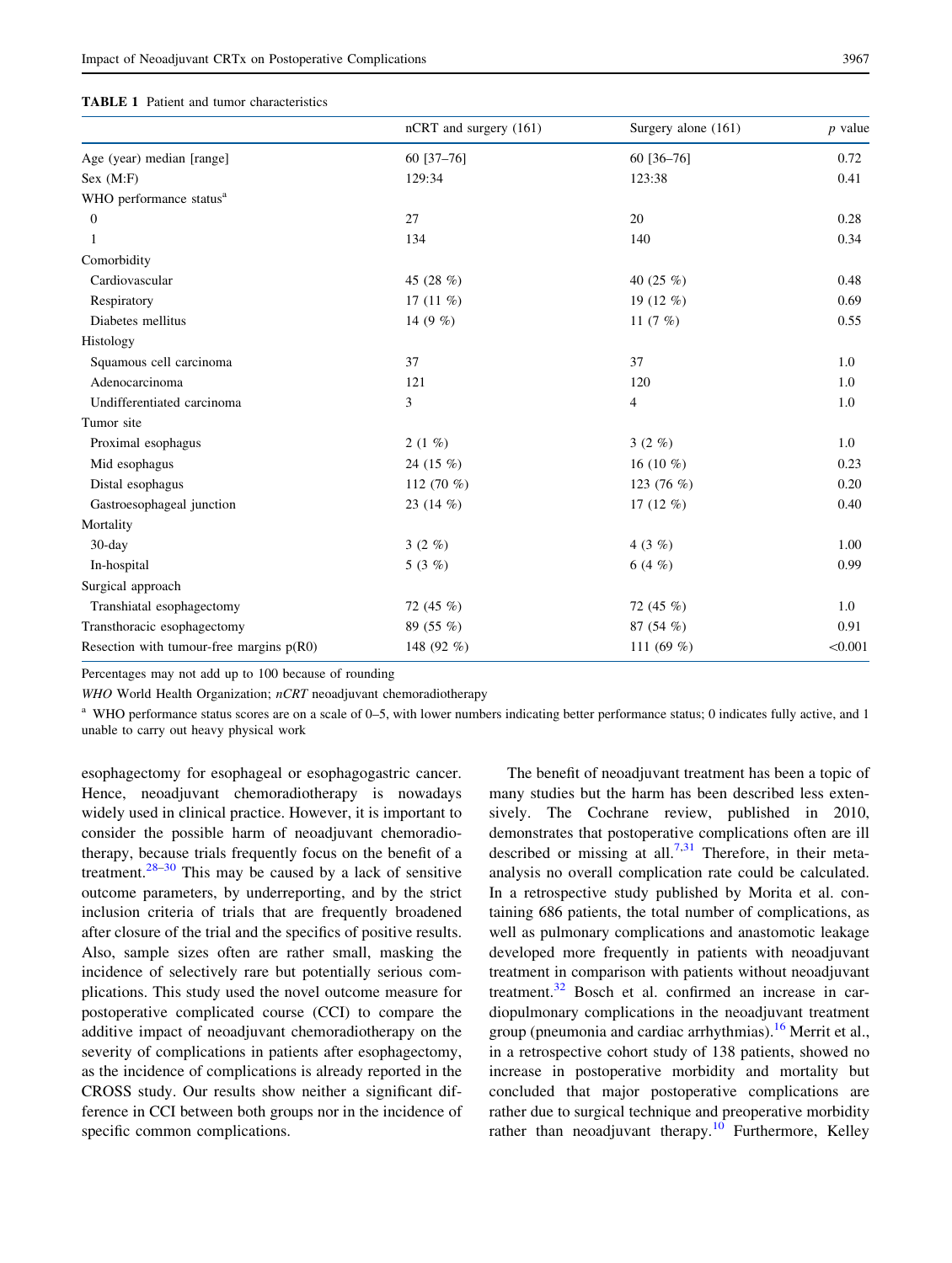**TABLE 1** Patient and tumor characteristics

| | nCRT and surgery (161) | Surgery alone (161) | *p* value |
|---|---|---|---|
| Age (year) median [range] | 60 [37–76] | 60 [36–76] | 0.72 |
| Sex (M:F) | 129:34 | 123:38 | 0.41 |
| WHO performance status[a] | | | |
| 0 | 27 | 20 | 0.28 |
| 1 | 134 | 140 | 0.34 |
| Comorbidity | | | |
| Cardiovascular | 45 (28 %) | 40 (25 %) | 0.48 |
| Respiratory | 17 (11 %) | 19 (12 %) | 0.69 |
| Diabetes mellitus | 14 (9 %) | 11 (7 %) | 0.55 |
| Histology | | | |
| Squamous cell carcinoma | 37 | 37 | 1.0 |
| Adenocarcinoma | 121 | 120 | 1.0 |
| Undifferentiated carcinoma | 3 | 4 | 1.0 |
| Tumor site | | | |
| Proximal esophagus | 2 (1 %) | 3 (2 %) | 1.0 |
| Mid esophagus | 24 (15 %) | 16 (10 %) | 0.23 |
| Distal esophagus | 112 (70 %) | 123 (76 %) | 0.20 |
| Gastroesophageal junction | 23 (14 %) | 17 (12 %) | 0.40 |
| Mortality | | | |
| 30-day | 3 (2 %) | 4 (3 %) | 1.00 |
| In-hospital | 5 (3 %) | 6 (4 %) | 0.99 |
| Surgical approach | | | |
| Transhiatal esophagectomy | 72 (45 %) | 72 (45 %) | 1.0 |
| Transthoracic esophagectomy | 89 (55 %) | 87 (54 %) | 0.91 |
| Resection with tumour-free margins p(R0) | 148 (92 %) | 111 (69 %) | <0.001 |

Percentages may not add up to 100 because of rounding

*WHO* World Health Organization; *nCRT* neoadjuvant chemoradiotherapy

[a] WHO performance status scores are on a scale of 0–5, with lower numbers indicating better performance status; 0 indicates fully active, and 1 unable to carry out heavy physical work

esophagectomy for esophageal or esophagogastric cancer. Hence, neoadjuvant chemoradiotherapy is nowadays widely used in clinical practice. However, it is important to consider the possible harm of neoadjuvant chemoradiotherapy, because trials frequently focus on the benefit of a treatment.[28–30] This may be caused by a lack of sensitive outcome parameters, by underreporting, and by the strict inclusion criteria of trials that are frequently broadened after closure of the trial and the specifics of positive results. Also, sample sizes often are rather small, masking the incidence of selectively rare but potentially serious complications. This study used the novel outcome measure for postoperative complicated course (CCI) to compare the additive impact of neoadjuvant chemoradiotherapy on the severity of complications in patients after esophagectomy, as the incidence of complications is already reported in the CROSS study. Our results show neither a significant difference in CCI between both groups nor in the incidence of specific common complications.

The benefit of neoadjuvant treatment has been a topic of many studies but the harm has been described less extensively. The Cochrane review, published in 2010, demonstrates that postoperative complications often are ill described or missing at all.[7,31] Therefore, in their meta-analysis no overall complication rate could be calculated. In a retrospective study published by Morita et al. containing 686 patients, the total number of complications, as well as pulmonary complications and anastomotic leakage developed more frequently in patients with neoadjuvant treatment in comparison with patients without neoadjuvant treatment.[32] Bosch et al. confirmed an increase in cardiopulmonary complications in the neoadjuvant treatment group (pneumonia and cardiac arrhythmias).[16] Merrit et al., in a retrospective cohort study of 138 patients, showed no increase in postoperative morbidity and mortality but concluded that major postoperative complications are rather due to surgical technique and preoperative morbidity rather than neoadjuvant therapy.[10] Furthermore, Kelley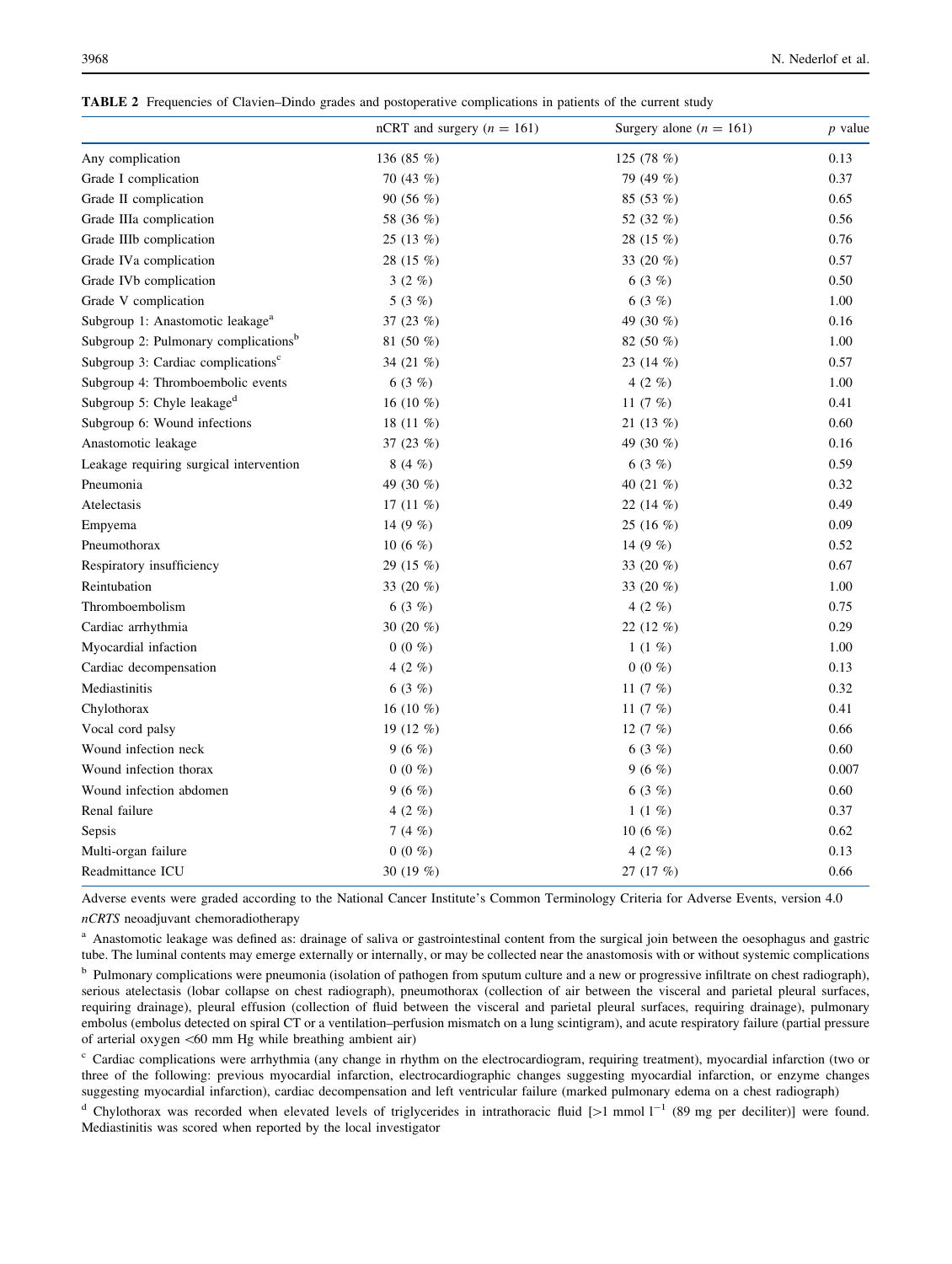**TABLE 2** Frequencies of Clavien–Dindo grades and postoperative complications in patients of the current study

| | nCRT and surgery ($n$ = 161) | Surgery alone ($n$ = 161) | $p$ value |
|---|---|---|---|
| Any complication | 136 (85 %) | 125 (78 %) | 0.13 |
| Grade I complication | 70 (43 %) | 79 (49 %) | 0.37 |
| Grade II complication | 90 (56 %) | 85 (53 %) | 0.65 |
| Grade IIIa complication | 58 (36 %) | 52 (32 %) | 0.56 |
| Grade IIIb complication | 25 (13 %) | 28 (15 %) | 0.76 |
| Grade IVa complication | 28 (15 %) | 33 (20 %) | 0.57 |
| Grade IVb complication | 3 (2 %) | 6 (3 %) | 0.50 |
| Grade V complication | 5 (3 %) | 6 (3 %) | 1.00 |
| Subgroup 1: Anastomotic leakage[a] | 37 (23 %) | 49 (30 %) | 0.16 |
| Subgroup 2: Pulmonary complications[b] | 81 (50 %) | 82 (50 %) | 1.00 |
| Subgroup 3: Cardiac complications[c] | 34 (21 %) | 23 (14 %) | 0.57 |
| Subgroup 4: Thromboembolic events | 6 (3 %) | 4 (2 %) | 1.00 |
| Subgroup 5: Chyle leakage[d] | 16 (10 %) | 11 (7 %) | 0.41 |
| Subgroup 6: Wound infections | 18 (11 %) | 21 (13 %) | 0.60 |
| Anastomotic leakage | 37 (23 %) | 49 (30 %) | 0.16 |
| Leakage requiring surgical intervention | 8 (4 %) | 6 (3 %) | 0.59 |
| Pneumonia | 49 (30 %) | 40 (21 %) | 0.32 |
| Atelectasis | 17 (11 %) | 22 (14 %) | 0.49 |
| Empyema | 14 (9 %) | 25 (16 %) | 0.09 |
| Pneumothorax | 10 (6 %) | 14 (9 %) | 0.52 |
| Respiratory insufficiency | 29 (15 %) | 33 (20 %) | 0.67 |
| Reintubation | 33 (20 %) | 33 (20 %) | 1.00 |
| Thromboembolism | 6 (3 %) | 4 (2 %) | 0.75 |
| Cardiac arrhythmia | 30 (20 %) | 22 (12 %) | 0.29 |
| Myocardial infaction | 0 (0 %) | 1 (1 %) | 1.00 |
| Cardiac decompensation | 4 (2 %) | 0 (0 %) | 0.13 |
| Mediastinitis | 6 (3 %) | 11 (7 %) | 0.32 |
| Chylothorax | 16 (10 %) | 11 (7 %) | 0.41 |
| Vocal cord palsy | 19 (12 %) | 12 (7 %) | 0.66 |
| Wound infection neck | 9 (6 %) | 6 (3 %) | 0.60 |
| Wound infection thorax | 0 (0 %) | 9 (6 %) | 0.007 |
| Wound infection abdomen | 9 (6 %) | 6 (3 %) | 0.60 |
| Renal failure | 4 (2 %) | 1 (1 %) | 0.37 |
| Sepsis | 7 (4 %) | 10 (6 %) | 0.62 |
| Multi-organ failure | 0 (0 %) | 4 (2 %) | 0.13 |
| Readmittance ICU | 30 (19 %) | 27 (17 %) | 0.66 |

Adverse events were graded according to the National Cancer Institute's Common Terminology Criteria for Adverse Events, version 4.0

*nCRTS* neoadjuvant chemoradiotherapy

[a] Anastomotic leakage was defined as: drainage of saliva or gastrointestinal content from the surgical join between the oesophagus and gastric tube. The luminal contents may emerge externally or internally, or may be collected near the anastomosis with or without systemic complications

[b] Pulmonary complications were pneumonia (isolation of pathogen from sputum culture and a new or progressive infiltrate on chest radiograph), serious atelectasis (lobar collapse on chest radiograph), pneumothorax (collection of air between the visceral and parietal pleural surfaces, requiring drainage), pleural effusion (collection of fluid between the visceral and parietal pleural surfaces, requiring drainage), pulmonary embolus (embolus detected on spiral CT or a ventilation–perfusion mismatch on a lung scintigram), and acute respiratory failure (partial pressure of arterial oxygen <60 mm Hg while breathing ambient air)

[c] Cardiac complications were arrhythmia (any change in rhythm on the electrocardiogram, requiring treatment), myocardial infarction (two or three of the following: previous myocardial infarction, electrocardiographic changes suggesting myocardial infarction, or enzyme changes suggesting myocardial infarction), cardiac decompensation and left ventricular failure (marked pulmonary edema on a chest radiograph)

[d] Chylothorax was recorded when elevated levels of triglycerides in intrathoracic fluid [>1 mmol $l^{-1}$ (89 mg per deciliter)] were found. Mediastinitis was scored when reported by the local investigator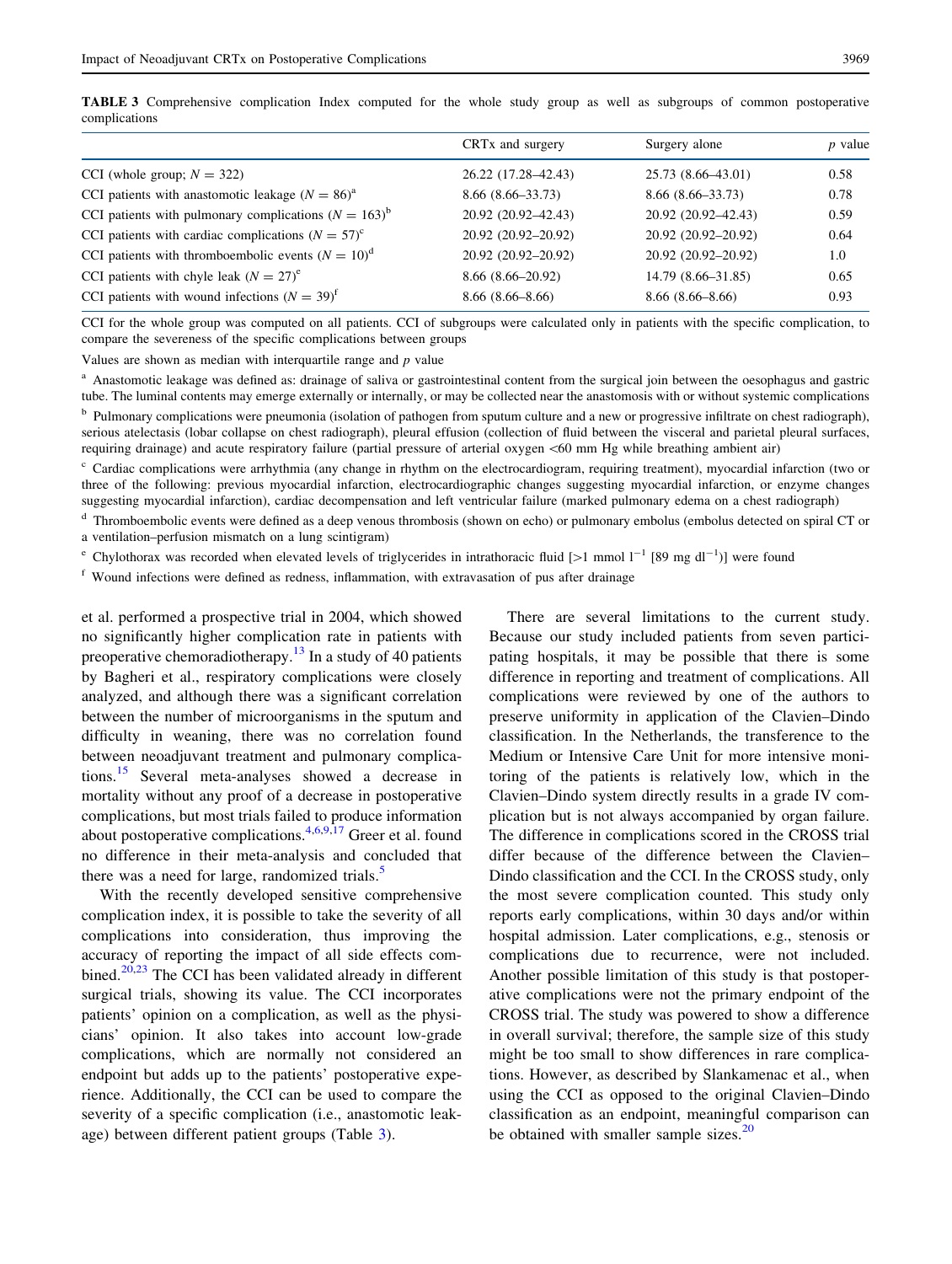**TABLE 3** Comprehensive complication Index computed for the whole study group as well as subgroups of common postoperative complications

| | CRTx and surgery | Surgery alone | *p* value |
|---|---|---|---|
| CCI (whole group; $N = 322$) | 26.22 (17.28–42.43) | 25.73 (8.66–43.01) | 0.58 |
| CCI patients with anastomotic leakage ($N = 86$)[a] | 8.66 (8.66–33.73) | 8.66 (8.66–33.73) | 0.78 |
| CCI patients with pulmonary complications ($N = 163$)[b] | 20.92 (20.92–42.43) | 20.92 (20.92–42.43) | 0.59 |
| CCI patients with cardiac complications ($N = 57$)[c] | 20.92 (20.92–20.92) | 20.92 (20.92–20.92) | 0.64 |
| CCI patients with thromboembolic events ($N = 10$)[d] | 20.92 (20.92–20.92) | 20.92 (20.92–20.92) | 1.0 |
| CCI patients with chyle leak ($N = 27$)[e] | 8.66 (8.66–20.92) | 14.79 (8.66–31.85) | 0.65 |
| CCI patients with wound infections ($N = 39$)[f] | 8.66 (8.66–8.66) | 8.66 (8.66–8.66) | 0.93 |

CCI for the whole group was computed on all patients. CCI of subgroups were calculated only in patients with the specific complication, to compare the severeness of the specific complications between groups

Values are shown as median with interquartile range and *p* value

[a] Anastomotic leakage was defined as: drainage of saliva or gastrointestinal content from the surgical join between the oesophagus and gastric tube. The luminal contents may emerge externally or internally, or may be collected near the anastomosis with or without systemic complications

[b] Pulmonary complications were pneumonia (isolation of pathogen from sputum culture and a new or progressive infiltrate on chest radiograph), serious atelectasis (lobar collapse on chest radiograph), pleural effusion (collection of fluid between the visceral and parietal pleural surfaces, requiring drainage) and acute respiratory failure (partial pressure of arterial oxygen <60 mm Hg while breathing ambient air)

[c] Cardiac complications were arrhythmia (any change in rhythm on the electrocardiogram, requiring treatment), myocardial infarction (two or three of the following: previous myocardial infarction, electrocardiographic changes suggesting myocardial infarction, or enzyme changes suggesting myocardial infarction), cardiac decompensation and left ventricular failure (marked pulmonary edema on a chest radiograph)

[d] Thromboembolic events were defined as a deep venous thrombosis (shown on echo) or pulmonary embolus (embolus detected on spiral CT or a ventilation–perfusion mismatch on a lung scintigram)

[e] Chylothorax was recorded when elevated levels of triglycerides in intrathoracic fluid [>1 mmol $l^{-1}$ [89 mg $dl^{-1}$)] were found

[f] Wound infections were defined as redness, inflammation, with extravasation of pus after drainage

et al. performed a prospective trial in 2004, which showed no significantly higher complication rate in patients with preoperative chemoradiotherapy.[13] In a study of 40 patients by Bagheri et al., respiratory complications were closely analyzed, and although there was a significant correlation between the number of microorganisms in the sputum and difficulty in weaning, there was no correlation found between neoadjuvant treatment and pulmonary complications.[15] Several meta-analyses showed a decrease in mortality without any proof of a decrease in postoperative complications, but most trials failed to produce information about postoperative complications.[4,6,9,17] Greer et al. found no difference in their meta-analysis and concluded that there was a need for large, randomized trials.[5]

With the recently developed sensitive comprehensive complication index, it is possible to take the severity of all complications into consideration, thus improving the accuracy of reporting the impact of all side effects combined.[20,23] The CCI has been validated already in different surgical trials, showing its value. The CCI incorporates patients' opinion on a complication, as well as the physicians' opinion. It also takes into account low-grade complications, which are normally not considered an endpoint but adds up to the patients' postoperative experience. Additionally, the CCI can be used to compare the severity of a specific complication (i.e., anastomotic leakage) between different patient groups (Table 3).

There are several limitations to the current study. Because our study included patients from seven participating hospitals, it may be possible that there is some difference in reporting and treatment of complications. All complications were reviewed by one of the authors to preserve uniformity in application of the Clavien–Dindo classification. In the Netherlands, the transference to the Medium or Intensive Care Unit for more intensive monitoring of the patients is relatively low, which in the Clavien–Dindo system directly results in a grade IV complication but is not always accompanied by organ failure. The difference in complications scored in the CROSS trial differ because of the difference between the Clavien–Dindo classification and the CCI. In the CROSS study, only the most severe complication counted. This study only reports early complications, within 30 days and/or within hospital admission. Later complications, e.g., stenosis or complications due to recurrence, were not included. Another possible limitation of this study is that postoperative complications were not the primary endpoint of the CROSS trial. The study was powered to show a difference in overall survival; therefore, the sample size of this study might be too small to show differences in rare complications. However, as described by Slankamenac et al., when using the CCI as opposed to the original Clavien–Dindo classification as an endpoint, meaningful comparison can be obtained with smaller sample sizes.[20]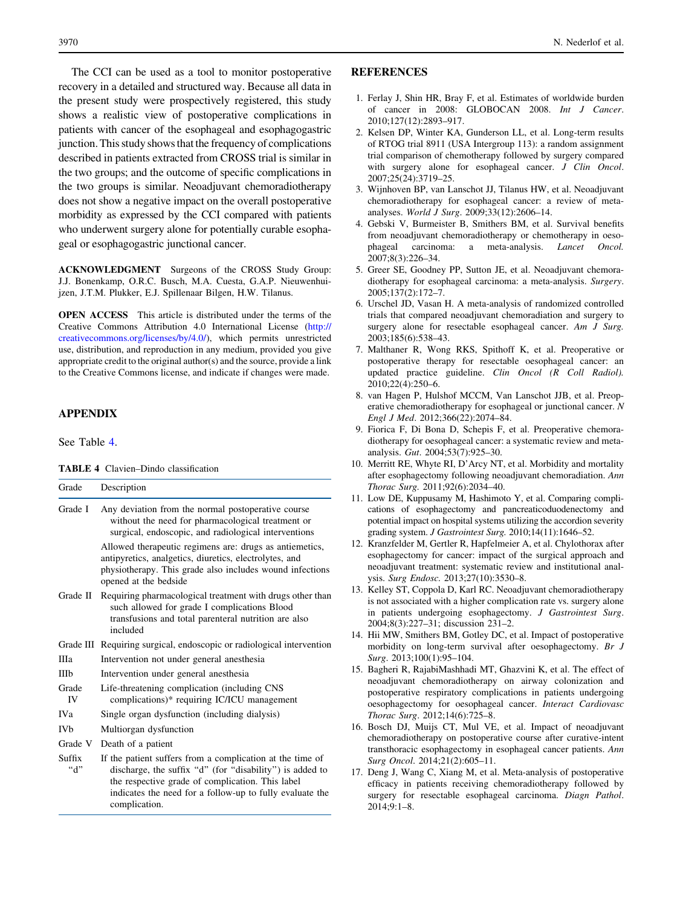The CCI can be used as a tool to monitor postoperative recovery in a detailed and structured way. Because all data in the present study were prospectively registered, this study shows a realistic view of postoperative complications in patients with cancer of the esophageal and esophagogastric junction. This study shows that the frequency of complications described in patients extracted from CROSS trial is similar in the two groups; and the outcome of specific complications in the two groups is similar. Neoadjuvant chemoradiotherapy does not show a negative impact on the overall postoperative morbidity as expressed by the CCI compared with patients who underwent surgery alone for potentially curable esophageal or esophagogastric junctional cancer.

**ACKNOWLEDGMENT** Surgeons of the CROSS Study Group: J.J. Bonenkamp, O.R.C. Busch, M.A. Cuesta, G.A.P. Nieuwenhuijzen, J.T.M. Plukker, E.J. Spillenaar Bilgen, H.W. Tilanus.

**OPEN ACCESS** This article is distributed under the terms of the Creative Commons Attribution 4.0 International License (http://creativecommons.org/licenses/by/4.0/), which permits unrestricted use, distribution, and reproduction in any medium, provided you give appropriate credit to the original author(s) and the source, provide a link to the Creative Commons license, and indicate if changes were made.

## APPENDIX

See Table 4.

**TABLE 4** Clavien–Dindo classification

| Grade | Description |
|---|---|
| Grade I | Any deviation from the normal postoperative course without the need for pharmacological treatment or surgical, endoscopic, and radiological interventions |
| | Allowed therapeutic regimens are: drugs as antiemetics, antipyretics, analgetics, diuretics, electrolytes, and physiotherapy. This grade also includes wound infections opened at the bedside |
| Grade II | Requiring pharmacological treatment with drugs other than such allowed for grade I complications Blood transfusions and total parenteral nutrition are also included |
| Grade III | Requiring surgical, endoscopic or radiological intervention |
| IIIa | Intervention not under general anesthesia |
| IIIb | Intervention under general anesthesia |
| Grade IV | Life-threatening complication (including CNS complications)* requiring IC/ICU management |
| IVa | Single organ dysfunction (including dialysis) |
| IVb | Multiorgan dysfunction |
| Grade V | Death of a patient |
| Suffix "d" | If the patient suffers from a complication at the time of discharge, the suffix "d" (for "disability") is added to the respective grade of complication. This label indicates the need for a follow-up to fully evaluate the complication. |

## REFERENCES

1. Ferlay J, Shin HR, Bray F, et al. Estimates of worldwide burden of cancer in 2008: GLOBOCAN 2008. *Int J Cancer*. 2010;127(12):2893–917.
2. Kelsen DP, Winter KA, Gunderson LL, et al. Long-term results of RTOG trial 8911 (USA Intergroup 113): a random assignment trial comparison of chemotherapy followed by surgery compared with surgery alone for esophageal cancer. *J Clin Oncol*. 2007;25(24):3719–25.
3. Wijnhoven BP, van Lanschot JJ, Tilanus HW, et al. Neoadjuvant chemoradiotherapy for esophageal cancer: a review of meta-analyses. *World J Surg*. 2009;33(12):2606–14.
4. Gebski V, Burmeister B, Smithers BM, et al. Survival benefits from neoadjuvant chemoradiotherapy or chemotherapy in oesophageal carcinoma: a meta-analysis. *Lancet Oncol.* 2007;8(3):226–34.
5. Greer SE, Goodney PP, Sutton JE, et al. Neoadjuvant chemoradiotherapy for esophageal carcinoma: a meta-analysis. *Surgery*. 2005;137(2):172–7.
6. Urschel JD, Vasan H. A meta-analysis of randomized controlled trials that compared neoadjuvant chemoradiation and surgery to surgery alone for resectable esophageal cancer. *Am J Surg.* 2003;185(6):538–43.
7. Malthaner R, Wong RKS, Spithoff K, et al. Preoperative or postoperative therapy for resectable oesophageal cancer: an updated practice guideline. *Clin Oncol (R Coll Radiol).* 2010;22(4):250–6.
8. van Hagen P, Hulshof MCCM, Van Lanschot JJB, et al. Preoperative chemoradiotherapy for esophageal or junctional cancer. *N Engl J Med*. 2012;366(22):2074–84.
9. Fiorica F, Di Bona D, Schepis F, et al. Preoperative chemoradiotherapy for oesophageal cancer: a systematic review and meta-analysis. *Gut*. 2004;53(7):925–30.
10. Merritt RE, Whyte RI, D'Arcy NT, et al. Morbidity and mortality after esophagectomy following neoadjuvant chemoradiation. *Ann Thorac Surg*. 2011;92(6):2034–40.
11. Low DE, Kuppusamy M, Hashimoto Y, et al. Comparing complications of esophagectomy and pancreaticoduodenectomy and potential impact on hospital systems utilizing the accordion severity grading system. *J Gastrointest Surg.* 2010;14(11):1646–52.
12. Kranzfelder M, Gertler R, Hapfelmeier A, et al. Chylothorax after esophagectomy for cancer: impact of the surgical approach and neoadjuvant treatment: systematic review and institutional analysis. *Surg Endosc*. 2013;27(10):3530–8.
13. Kelley ST, Coppola D, Karl RC. Neoadjuvant chemoradiotherapy is not associated with a higher complication rate vs. surgery alone in patients undergoing esophagectomy. *J Gastrointest Surg*. 2004;8(3):227–31; discussion 231–2.
14. Hii MW, Smithers BM, Gotley DC, et al. Impact of postoperative morbidity on long-term survival after oesophagectomy. *Br J Surg*. 2013;100(1):95–104.
15. Bagheri R, RajabiMashhadi MT, Ghazvini K, et al. The effect of neoadjuvant chemoradiotherapy on airway colonization and postoperative respiratory complications in patients undergoing oesophagectomy for oesophageal cancer. *Interact Cardiovasc Thorac Surg*. 2012;14(6):725–8.
16. Bosch DJ, Muijs CT, Mul VE, et al. Impact of neoadjuvant chemoradiotherapy on postoperative course after curative-intent transthoracic esophagectomy in esophageal cancer patients. *Ann Surg Oncol*. 2014;21(2):605–11.
17. Deng J, Wang C, Xiang M, et al. Meta-analysis of postoperative efficacy in patients receiving chemoradiotherapy followed by surgery for resectable esophageal carcinoma. *Diagn Pathol*. 2014;9:1–8.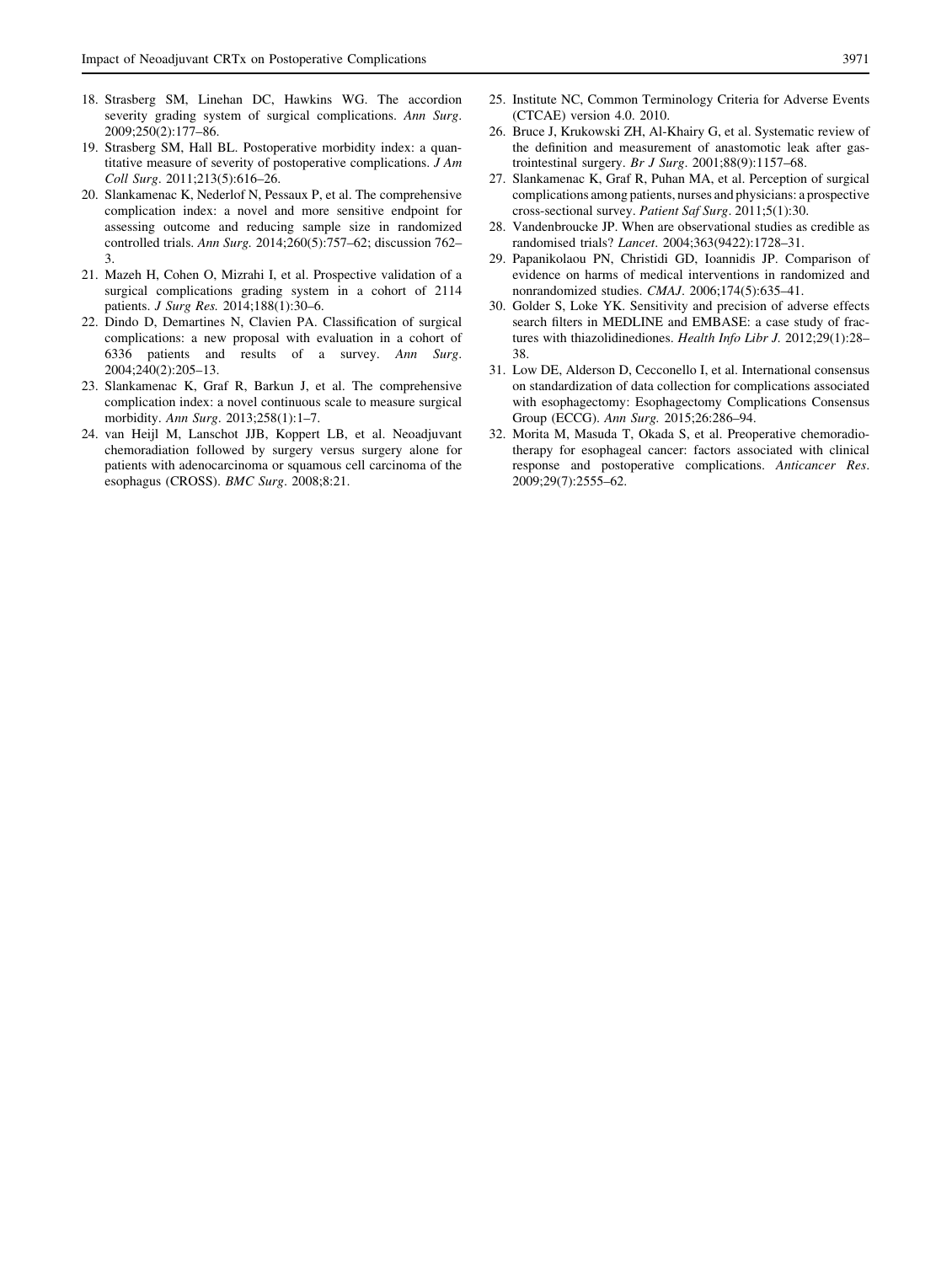18. Strasberg SM, Linehan DC, Hawkins WG. The accordion severity grading system of surgical complications. *Ann Surg*. 2009;250(2):177–86.
19. Strasberg SM, Hall BL. Postoperative morbidity index: a quantitative measure of severity of postoperative complications. *J Am Coll Surg*. 2011;213(5):616–26.
20. Slankamenac K, Nederlof N, Pessaux P, et al. The comprehensive complication index: a novel and more sensitive endpoint for assessing outcome and reducing sample size in randomized controlled trials. *Ann Surg.* 2014;260(5):757–62; discussion 762–3.
21. Mazeh H, Cohen O, Mizrahi I, et al. Prospective validation of a surgical complications grading system in a cohort of 2114 patients. *J Surg Res.* 2014;188(1):30–6.
22. Dindo D, Demartines N, Clavien PA. Classification of surgical complications: a new proposal with evaluation in a cohort of 6336 patients and results of a survey. *Ann Surg*. 2004;240(2):205–13.
23. Slankamenac K, Graf R, Barkun J, et al. The comprehensive complication index: a novel continuous scale to measure surgical morbidity. *Ann Surg*. 2013;258(1):1–7.
24. van Heijl M, Lanschot JJB, Koppert LB, et al. Neoadjuvant chemoradiation followed by surgery versus surgery alone for patients with adenocarcinoma or squamous cell carcinoma of the esophagus (CROSS). *BMC Surg*. 2008;8:21.
25. Institute NC, Common Terminology Criteria for Adverse Events (CTCAE) version 4.0. 2010.
26. Bruce J, Krukowski ZH, Al-Khairy G, et al. Systematic review of the definition and measurement of anastomotic leak after gastrointestinal surgery. *Br J Surg*. 2001;88(9):1157–68.
27. Slankamenac K, Graf R, Puhan MA, et al. Perception of surgical complications among patients, nurses and physicians: a prospective cross-sectional survey. *Patient Saf Surg*. 2011;5(1):30.
28. Vandenbroucke JP. When are observational studies as credible as randomised trials? *Lancet*. 2004;363(9422):1728–31.
29. Papanikolaou PN, Christidi GD, Ioannidis JP. Comparison of evidence on harms of medical interventions in randomized and nonrandomized studies. *CMAJ*. 2006;174(5):635–41.
30. Golder S, Loke YK. Sensitivity and precision of adverse effects search filters in MEDLINE and EMBASE: a case study of fractures with thiazolidinediones. *Health Info Libr J*. 2012;29(1):28–38.
31. Low DE, Alderson D, Cecconello I, et al. International consensus on standardization of data collection for complications associated with esophagectomy: Esophagectomy Complications Consensus Group (ECCG). *Ann Surg.* 2015;26:286–94.
32. Morita M, Masuda T, Okada S, et al. Preoperative chemoradiotherapy for esophageal cancer: factors associated with clinical response and postoperative complications. *Anticancer Res*. 2009;29(7):2555–62.